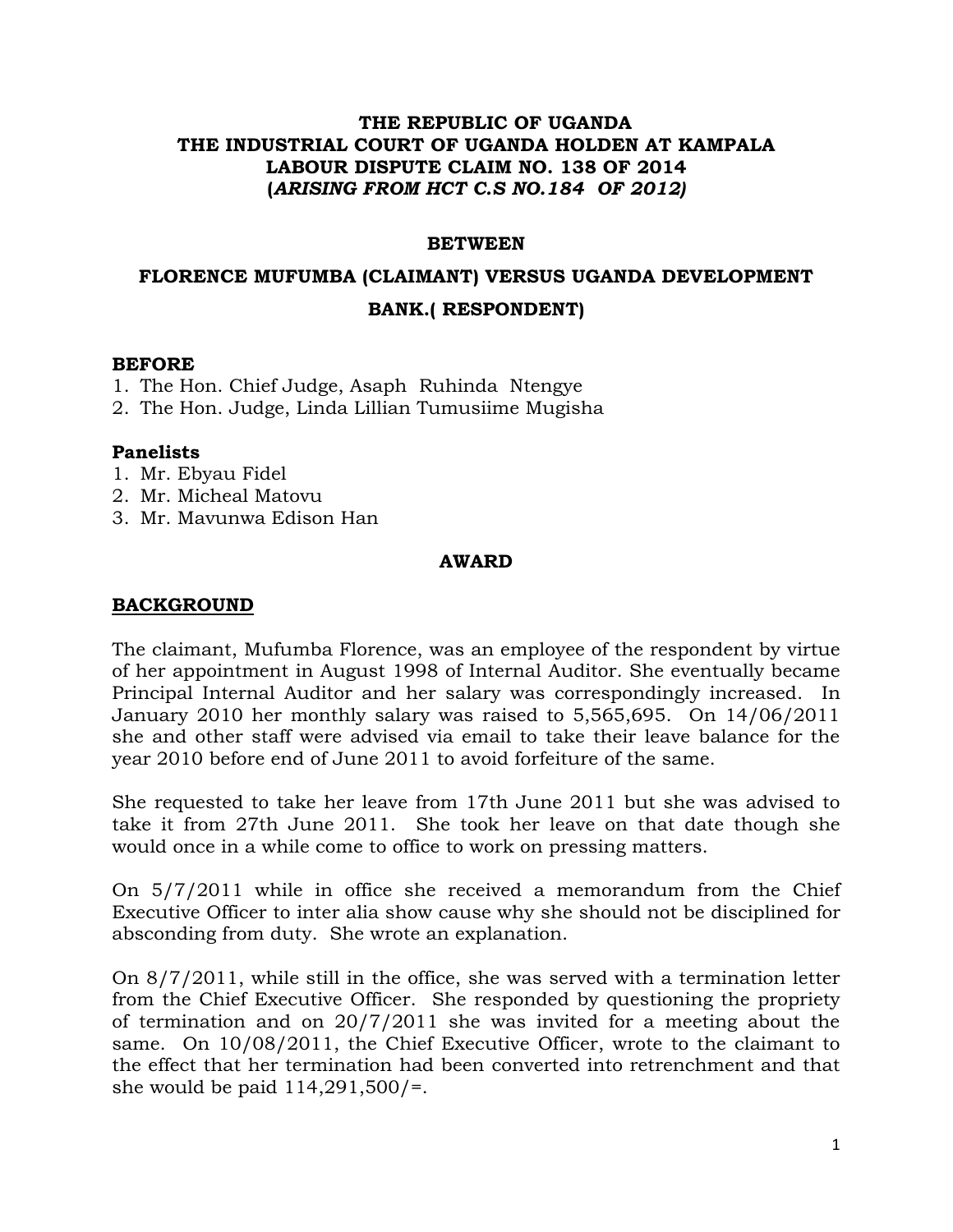**THE REPUBLIC OF UGANDA**
**THE INDUSTRIAL COURT OF UGANDA HOLDEN AT KAMPALA**
**LABOUR DISPUTE CLAIM NO. 138 OF 2014**
**(*ARISING FROM HCT C.S NO.184 OF 2012)***

**BETWEEN**

**FLORENCE MUFUMBA (CLAIMANT) VERSUS UGANDA DEVELOPMENT BANK.( RESPONDENT)**

**BEFORE**

1. The Hon. Chief Judge, Asaph Ruhinda Ntengye
2. The Hon. Judge, Linda Lillian Tumusiime Mugisha

**Panelists**

1. Mr. Ebyau Fidel
2. Mr. Micheal Matovu
3. Mr. Mavunwa Edison Han

**AWARD**

## BACKGROUND

The claimant, Mufumba Florence, was an employee of the respondent by virtue of her appointment in August 1998 of Internal Auditor. She eventually became Principal Internal Auditor and her salary was correspondingly increased. In January 2010 her monthly salary was raised to 5,565,695. On 14/06/2011 she and other staff were advised via email to take their leave balance for the year 2010 before end of June 2011 to avoid forfeiture of the same.

She requested to take her leave from 17th June 2011 but she was advised to take it from 27th June 2011. She took her leave on that date though she would once in a while come to office to work on pressing matters.

On 5/7/2011 while in office she received a memorandum from the Chief Executive Officer to inter alia show cause why she should not be disciplined for absconding from duty. She wrote an explanation.

On 8/7/2011, while still in the office, she was served with a termination letter from the Chief Executive Officer. She responded by questioning the propriety of termination and on 20/7/2011 she was invited for a meeting about the same. On 10/08/2011, the Chief Executive Officer, wrote to the claimant to the effect that her termination had been converted into retrenchment and that she would be paid 114,291,500/=.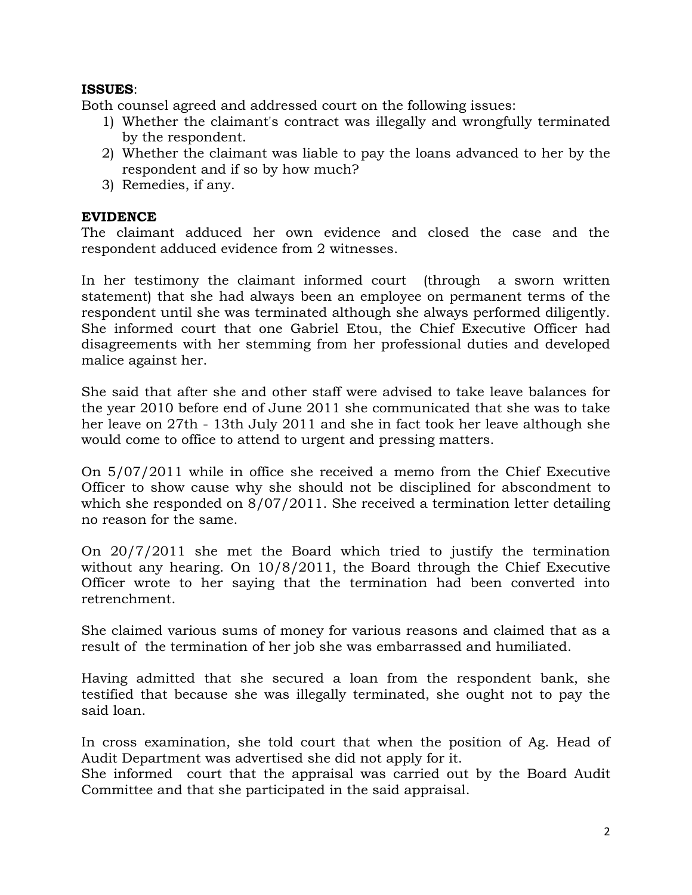**ISSUES**:

Both counsel agreed and addressed court on the following issues:

1) Whether the claimant's contract was illegally and wrongfully terminated by the respondent.
2) Whether the claimant was liable to pay the loans advanced to her by the respondent and if so by how much?
3) Remedies, if any.

**EVIDENCE**

The claimant adduced her own evidence and closed the case and the respondent adduced evidence from 2 witnesses.

In her testimony the claimant informed court (through a sworn written statement) that she had always been an employee on permanent terms of the respondent until she was terminated although she always performed diligently. She informed court that one Gabriel Etou, the Chief Executive Officer had disagreements with her stemming from her professional duties and developed malice against her.

She said that after she and other staff were advised to take leave balances for the year 2010 before end of June 2011 she communicated that she was to take her leave on 27th - 13th July 2011 and she in fact took her leave although she would come to office to attend to urgent and pressing matters.

On 5/07/2011 while in office she received a memo from the Chief Executive Officer to show cause why she should not be disciplined for abscondment to which she responded on 8/07/2011. She received a termination letter detailing no reason for the same.

On 20/7/2011 she met the Board which tried to justify the termination without any hearing. On 10/8/2011, the Board through the Chief Executive Officer wrote to her saying that the termination had been converted into retrenchment.

She claimed various sums of money for various reasons and claimed that as a result of the termination of her job she was embarrassed and humiliated.

Having admitted that she secured a loan from the respondent bank, she testified that because she was illegally terminated, she ought not to pay the said loan.

In cross examination, she told court that when the position of Ag. Head of Audit Department was advertised she did not apply for it.
She informed court that the appraisal was carried out by the Board Audit Committee and that she participated in the said appraisal.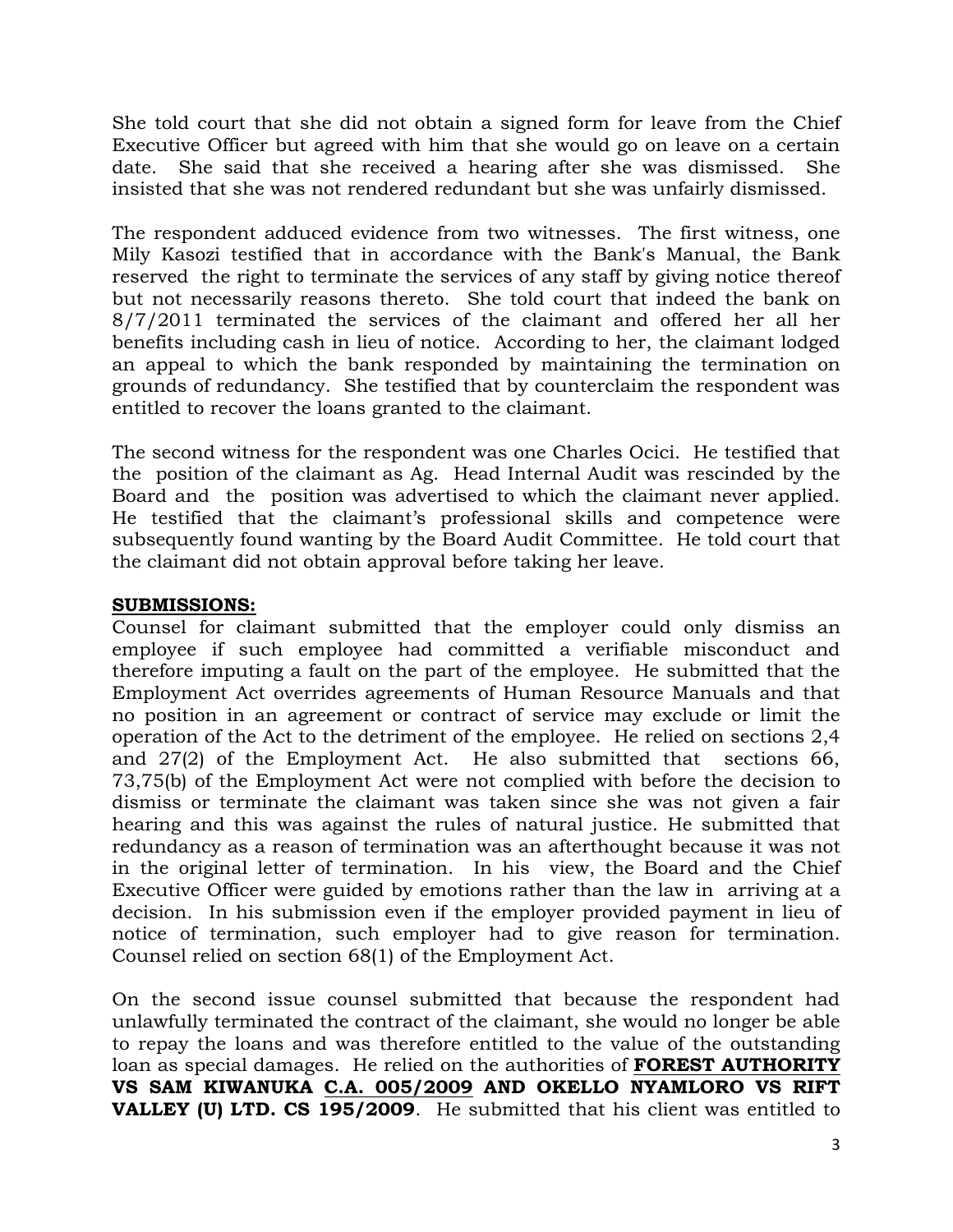She told court that she did not obtain a signed form for leave from the Chief Executive Officer but agreed with him that she would go on leave on a certain date. She said that she received a hearing after she was dismissed. She insisted that she was not rendered redundant but she was unfairly dismissed.

The respondent adduced evidence from two witnesses. The first witness, one Mily Kasozi testified that in accordance with the Bank's Manual, the Bank reserved the right to terminate the services of any staff by giving notice thereof but not necessarily reasons thereto. She told court that indeed the bank on 8/7/2011 terminated the services of the claimant and offered her all her benefits including cash in lieu of notice. According to her, the claimant lodged an appeal to which the bank responded by maintaining the termination on grounds of redundancy. She testified that by counterclaim the respondent was entitled to recover the loans granted to the claimant.

The second witness for the respondent was one Charles Ocici. He testified that the position of the claimant as Ag. Head Internal Audit was rescinded by the Board and the position was advertised to which the claimant never applied. He testified that the claimant's professional skills and competence were subsequently found wanting by the Board Audit Committee. He told court that the claimant did not obtain approval before taking her leave.

**SUBMISSIONS:**

Counsel for claimant submitted that the employer could only dismiss an employee if such employee had committed a verifiable misconduct and therefore imputing a fault on the part of the employee. He submitted that the Employment Act overrides agreements of Human Resource Manuals and that no position in an agreement or contract of service may exclude or limit the operation of the Act to the detriment of the employee. He relied on sections 2,4 and 27(2) of the Employment Act. He also submitted that sections 66, 73,75(b) of the Employment Act were not complied with before the decision to dismiss or terminate the claimant was taken since she was not given a fair hearing and this was against the rules of natural justice. He submitted that redundancy as a reason of termination was an afterthought because it was not in the original letter of termination. In his view, the Board and the Chief Executive Officer were guided by emotions rather than the law in arriving at a decision. In his submission even if the employer provided payment in lieu of notice of termination, such employer had to give reason for termination. Counsel relied on section 68(1) of the Employment Act.

On the second issue counsel submitted that because the respondent had unlawfully terminated the contract of the claimant, she would no longer be able to repay the loans and was therefore entitled to the value of the outstanding loan as special damages. He relied on the authorities of **FOREST AUTHORITY VS SAM KIWANUKA C.A. 005/2009 AND OKELLO NYAMLORO VS RIFT VALLEY (U) LTD. CS 195/2009**. He submitted that his client was entitled to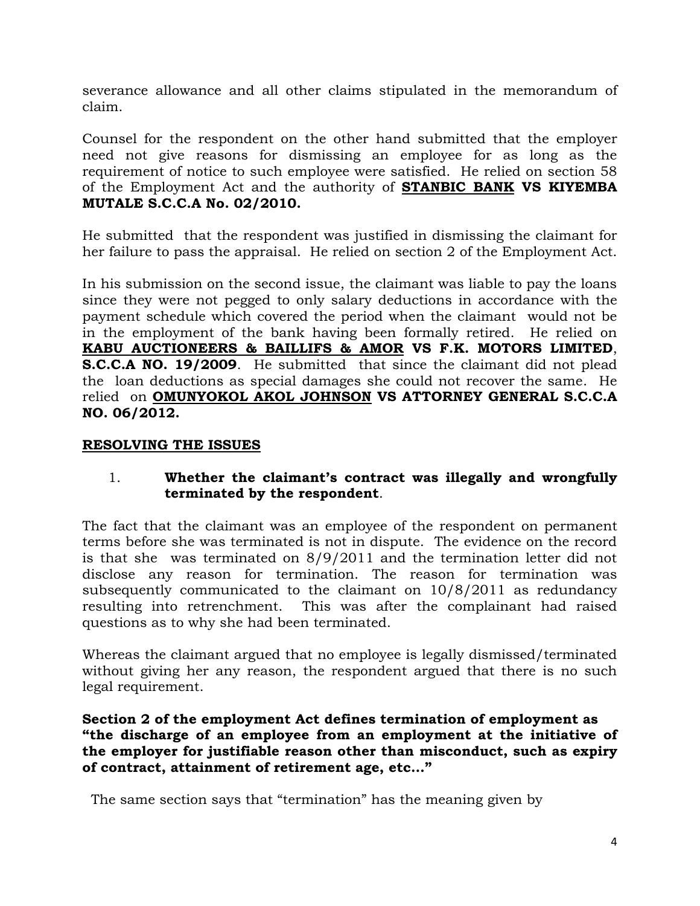severance allowance and all other claims stipulated in the memorandum of claim.

Counsel for the respondent on the other hand submitted that the employer need not give reasons for dismissing an employee for as long as the requirement of notice to such employee were satisfied. He relied on section 58 of the Employment Act and the authority of **STANBIC BANK VS KIYEMBA MUTALE S.C.C.A No. 02/2010.**

He submitted that the respondent was justified in dismissing the claimant for her failure to pass the appraisal. He relied on section 2 of the Employment Act.

In his submission on the second issue, the claimant was liable to pay the loans since they were not pegged to only salary deductions in accordance with the payment schedule which covered the period when the claimant would not be in the employment of the bank having been formally retired. He relied on **KABU AUCTIONEERS & BAILLIFS & AMOR VS F.K. MOTORS LIMITED**, **S.C.C.A NO. 19/2009**. He submitted that since the claimant did not plead the loan deductions as special damages she could not recover the same. He relied on **OMUNYOKOL AKOL JOHNSON VS ATTORNEY GENERAL S.C.C.A NO. 06/2012.**

## RESOLVING THE ISSUES

1. **Whether the claimant's contract was illegally and wrongfully terminated by the respondent**.

The fact that the claimant was an employee of the respondent on permanent terms before she was terminated is not in dispute. The evidence on the record is that she was terminated on 8/9/2011 and the termination letter did not disclose any reason for termination. The reason for termination was subsequently communicated to the claimant on 10/8/2011 as redundancy resulting into retrenchment. This was after the complainant had raised questions as to why she had been terminated.

Whereas the claimant argued that no employee is legally dismissed/terminated without giving her any reason, the respondent argued that there is no such legal requirement.

**Section 2 of the employment Act defines termination of employment as "the discharge of an employee from an employment at the initiative of the employer for justifiable reason other than misconduct, such as expiry of contract, attainment of retirement age, etc…"**

The same section says that "termination" has the meaning given by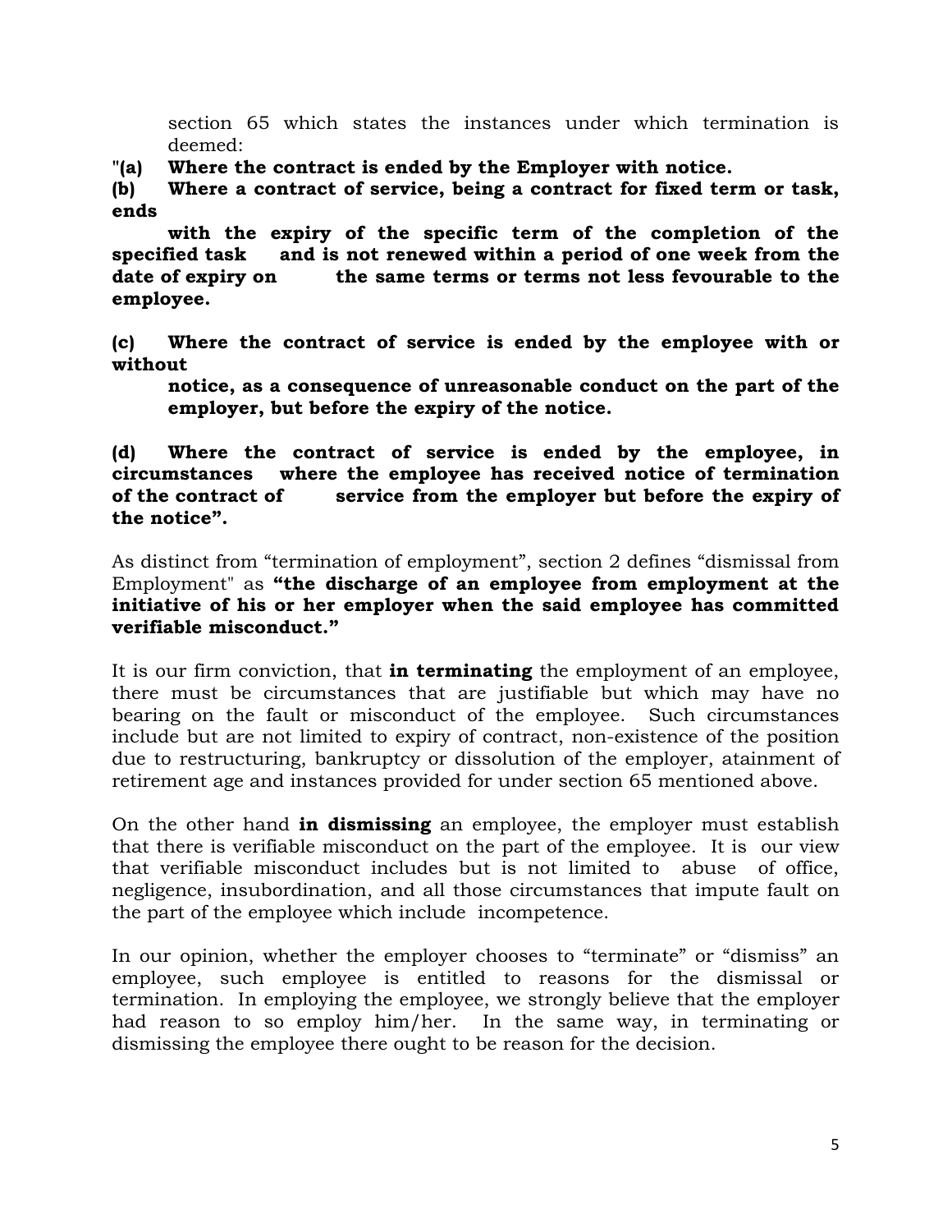section 65 which states the instances under which termination is deemed:

"**(a) Where the contract is ended by the Employer with notice.**

**(b) Where a contract of service, being a contract for fixed term or task, ends with the expiry of the specific term of the completion of the specified task and is not renewed within a period of one week from the date of expiry on the same terms or terms not less fevourable to the employee.**

**(c) Where the contract of service is ended by the employee with or without notice, as a consequence of unreasonable conduct on the part of the employer, but before the expiry of the notice.**

**(d) Where the contract of service is ended by the employee, in circumstances where the employee has received notice of termination of the contract of service from the employer but before the expiry of the notice".**

As distinct from "termination of employment", section 2 defines "dismissal from Employment" as **"the discharge of an employee from employment at the initiative of his or her employer when the said employee has committed verifiable misconduct."**

It is our firm conviction, that **in terminating** the employment of an employee, there must be circumstances that are justifiable but which may have no bearing on the fault or misconduct of the employee. Such circumstances include but are not limited to expiry of contract, non-existence of the position due to restructuring, bankruptcy or dissolution of the employer, atainment of retirement age and instances provided for under section 65 mentioned above.

On the other hand **in dismissing** an employee, the employer must establish that there is verifiable misconduct on the part of the employee. It is our view that verifiable misconduct includes but is not limited to abuse of office, negligence, insubordination, and all those circumstances that impute fault on the part of the employee which include incompetence.

In our opinion, whether the employer chooses to "terminate" or "dismiss" an employee, such employee is entitled to reasons for the dismissal or termination. In employing the employee, we strongly believe that the employer had reason to so employ him/her. In the same way, in terminating or dismissing the employee there ought to be reason for the decision.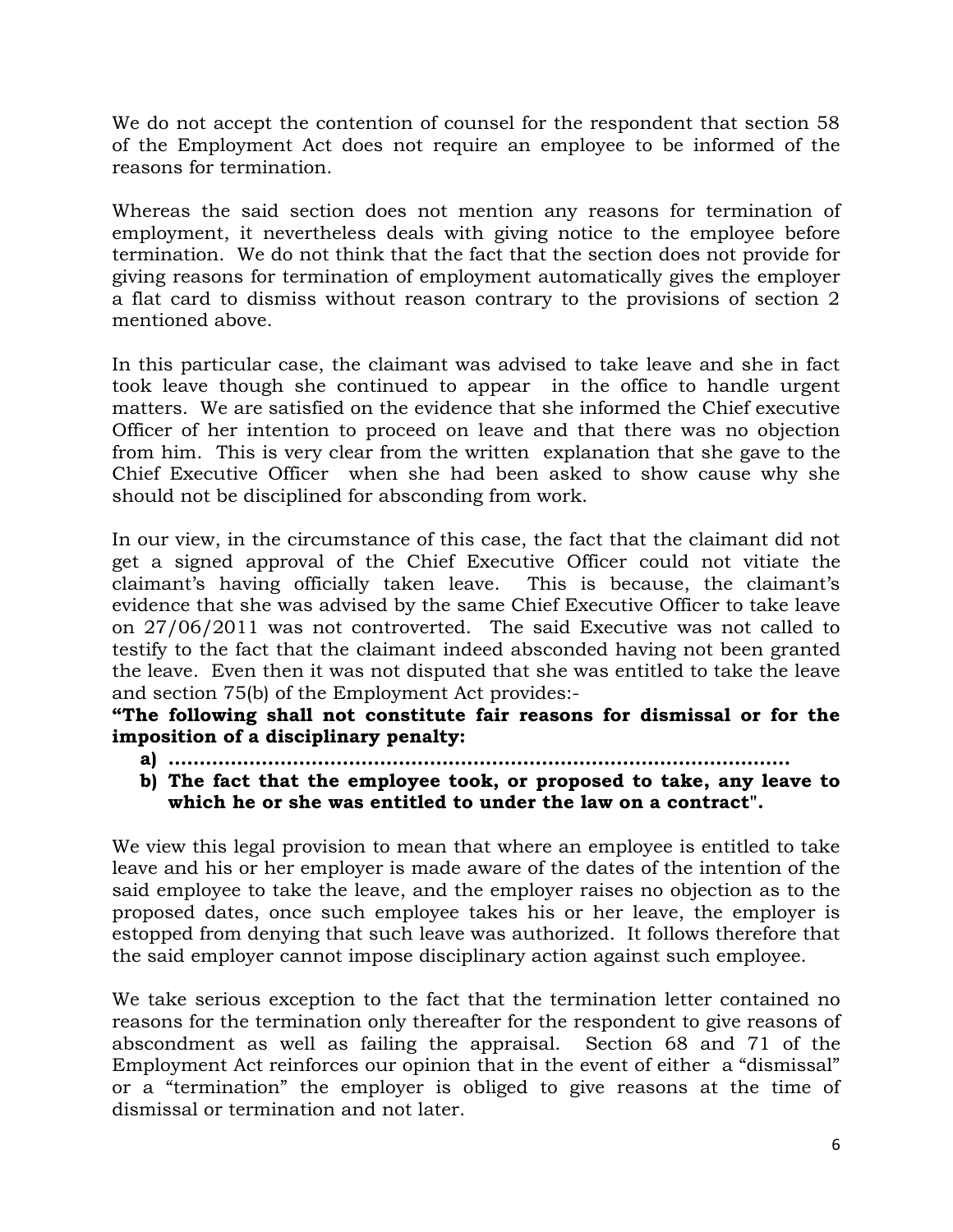We do not accept the contention of counsel for the respondent that section 58 of the Employment Act does not require an employee to be informed of the reasons for termination.

Whereas the said section does not mention any reasons for termination of employment, it nevertheless deals with giving notice to the employee before termination. We do not think that the fact that the section does not provide for giving reasons for termination of employment automatically gives the employer a flat card to dismiss without reason contrary to the provisions of section 2 mentioned above.

In this particular case, the claimant was advised to take leave and she in fact took leave though she continued to appear in the office to handle urgent matters. We are satisfied on the evidence that she informed the Chief executive Officer of her intention to proceed on leave and that there was no objection from him. This is very clear from the written explanation that she gave to the Chief Executive Officer when she had been asked to show cause why she should not be disciplined for absconding from work.

In our view, in the circumstance of this case, the fact that the claimant did not get a signed approval of the Chief Executive Officer could not vitiate the claimant's having officially taken leave. This is because, the claimant's evidence that she was advised by the same Chief Executive Officer to take leave on 27/06/2011 was not controverted. The said Executive was not called to testify to the fact that the claimant indeed absconded having not been granted the leave. Even then it was not disputed that she was entitled to take the leave and section 75(b) of the Employment Act provides:-

**"The following shall not constitute fair reasons for dismissal or for the imposition of a disciplinary penalty:**

**a) ………………………………………………………………………………………**

**b) The fact that the employee took, or proposed to take, any leave to which he or she was entitled to under the law on a contract".**

We view this legal provision to mean that where an employee is entitled to take leave and his or her employer is made aware of the dates of the intention of the said employee to take the leave, and the employer raises no objection as to the proposed dates, once such employee takes his or her leave, the employer is estopped from denying that such leave was authorized. It follows therefore that the said employer cannot impose disciplinary action against such employee.

We take serious exception to the fact that the termination letter contained no reasons for the termination only thereafter for the respondent to give reasons of abscondment as well as failing the appraisal. Section 68 and 71 of the Employment Act reinforces our opinion that in the event of either a "dismissal" or a "termination" the employer is obliged to give reasons at the time of dismissal or termination and not later.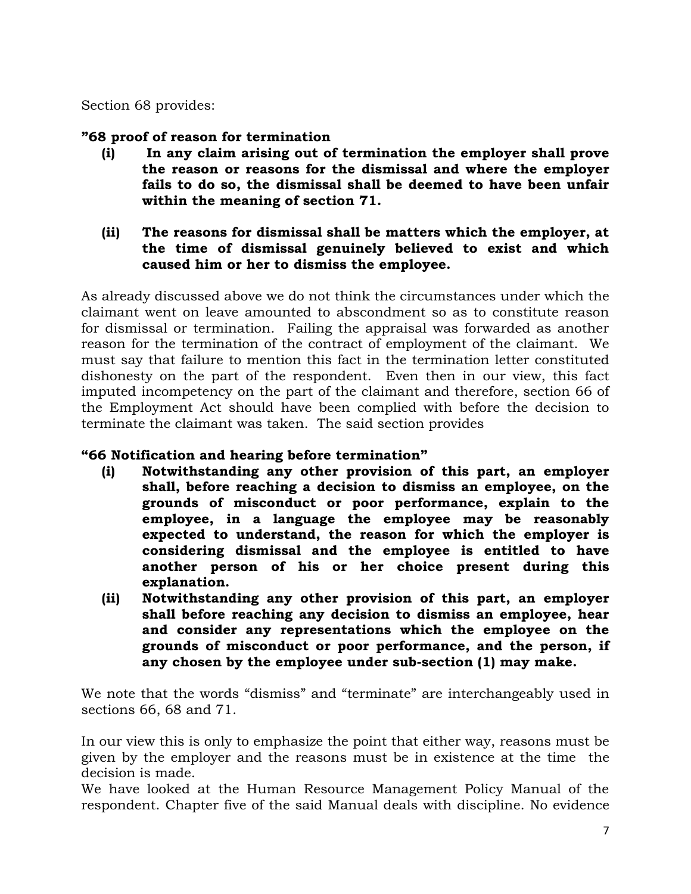Section 68 provides:

**"68 proof of reason for termination**

**(i) In any claim arising out of termination the employer shall prove the reason or reasons for the dismissal and where the employer fails to do so, the dismissal shall be deemed to have been unfair within the meaning of section 71.**

**(ii) The reasons for dismissal shall be matters which the employer, at the time of dismissal genuinely believed to exist and which caused him or her to dismiss the employee.**

As already discussed above we do not think the circumstances under which the claimant went on leave amounted to abscondment so as to constitute reason for dismissal or termination. Failing the appraisal was forwarded as another reason for the termination of the contract of employment of the claimant. We must say that failure to mention this fact in the termination letter constituted dishonesty on the part of the respondent. Even then in our view, this fact imputed incompetency on the part of the claimant and therefore, section 66 of the Employment Act should have been complied with before the decision to terminate the claimant was taken. The said section provides

**"66 Notification and hearing before termination"**

**(i) Notwithstanding any other provision of this part, an employer shall, before reaching a decision to dismiss an employee, on the grounds of misconduct or poor performance, explain to the employee, in a language the employee may be reasonably expected to understand, the reason for which the employer is considering dismissal and the employee is entitled to have another person of his or her choice present during this explanation.**

**(ii) Notwithstanding any other provision of this part, an employer shall before reaching any decision to dismiss an employee, hear and consider any representations which the employee on the grounds of misconduct or poor performance, and the person, if any chosen by the employee under sub-section (1) may make.**

We note that the words "dismiss" and "terminate" are interchangeably used in sections 66, 68 and 71.

In our view this is only to emphasize the point that either way, reasons must be given by the employer and the reasons must be in existence at the time the decision is made.

We have looked at the Human Resource Management Policy Manual of the respondent. Chapter five of the said Manual deals with discipline. No evidence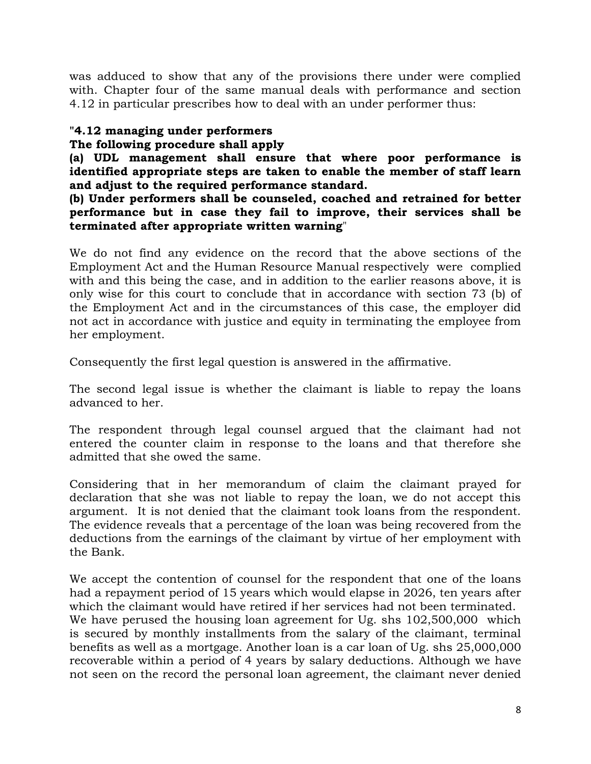was adduced to show that any of the provisions there under were complied with. Chapter four of the same manual deals with performance and section 4.12 in particular prescribes how to deal with an under performer thus:

"**4.12 managing under performers**
**The following procedure shall apply**
**(a) UDL management shall ensure that where poor performance is identified appropriate steps are taken to enable the member of staff learn and adjust to the required performance standard.**
**(b) Under performers shall be counseled, coached and retrained for better performance but in case they fail to improve, their services shall be terminated after appropriate written warning**"

We do not find any evidence on the record that the above sections of the Employment Act and the Human Resource Manual respectively were complied with and this being the case, and in addition to the earlier reasons above, it is only wise for this court to conclude that in accordance with section 73 (b) of the Employment Act and in the circumstances of this case, the employer did not act in accordance with justice and equity in terminating the employee from her employment.

Consequently the first legal question is answered in the affirmative.

The second legal issue is whether the claimant is liable to repay the loans advanced to her.

The respondent through legal counsel argued that the claimant had not entered the counter claim in response to the loans and that therefore she admitted that she owed the same.

Considering that in her memorandum of claim the claimant prayed for declaration that she was not liable to repay the loan, we do not accept this argument. It is not denied that the claimant took loans from the respondent. The evidence reveals that a percentage of the loan was being recovered from the deductions from the earnings of the claimant by virtue of her employment with the Bank.

We accept the contention of counsel for the respondent that one of the loans had a repayment period of 15 years which would elapse in 2026, ten years after which the claimant would have retired if her services had not been terminated. We have perused the housing loan agreement for Ug. shs 102,500,000 which is secured by monthly installments from the salary of the claimant, terminal benefits as well as a mortgage. Another loan is a car loan of Ug. shs 25,000,000 recoverable within a period of 4 years by salary deductions. Although we have not seen on the record the personal loan agreement, the claimant never denied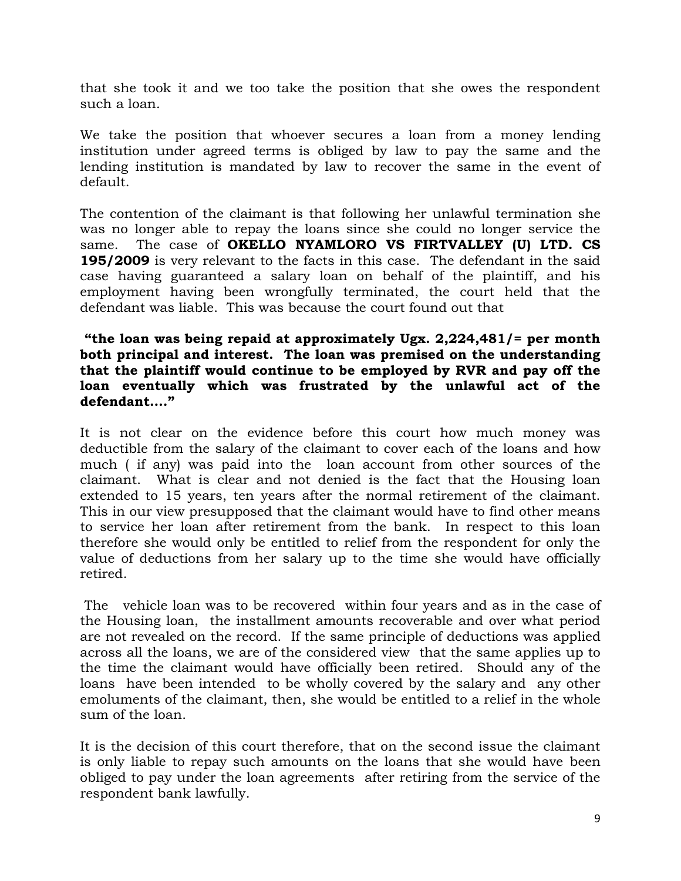that she took it and we too take the position that she owes the respondent such a loan.

We take the position that whoever secures a loan from a money lending institution under agreed terms is obliged by law to pay the same and the lending institution is mandated by law to recover the same in the event of default.

The contention of the claimant is that following her unlawful termination she was no longer able to repay the loans since she could no longer service the same. The case of **OKELLO NYAMLORO VS FIRTVALLEY (U) LTD. CS 195/2009** is very relevant to the facts in this case. The defendant in the said case having guaranteed a salary loan on behalf of the plaintiff, and his employment having been wrongfully terminated, the court held that the defendant was liable. This was because the court found out that

**"the loan was being repaid at approximately Ugx. 2,224,481/= per month both principal and interest. The loan was premised on the understanding that the plaintiff would continue to be employed by RVR and pay off the loan eventually which was frustrated by the unlawful act of the defendant…."**

It is not clear on the evidence before this court how much money was deductible from the salary of the claimant to cover each of the loans and how much ( if any) was paid into the loan account from other sources of the claimant. What is clear and not denied is the fact that the Housing loan extended to 15 years, ten years after the normal retirement of the claimant. This in our view presupposed that the claimant would have to find other means to service her loan after retirement from the bank. In respect to this loan therefore she would only be entitled to relief from the respondent for only the value of deductions from her salary up to the time she would have officially retired.

The vehicle loan was to be recovered within four years and as in the case of the Housing loan, the installment amounts recoverable and over what period are not revealed on the record. If the same principle of deductions was applied across all the loans, we are of the considered view that the same applies up to the time the claimant would have officially been retired. Should any of the loans have been intended to be wholly covered by the salary and any other emoluments of the claimant, then, she would be entitled to a relief in the whole sum of the loan.

It is the decision of this court therefore, that on the second issue the claimant is only liable to repay such amounts on the loans that she would have been obliged to pay under the loan agreements after retiring from the service of the respondent bank lawfully.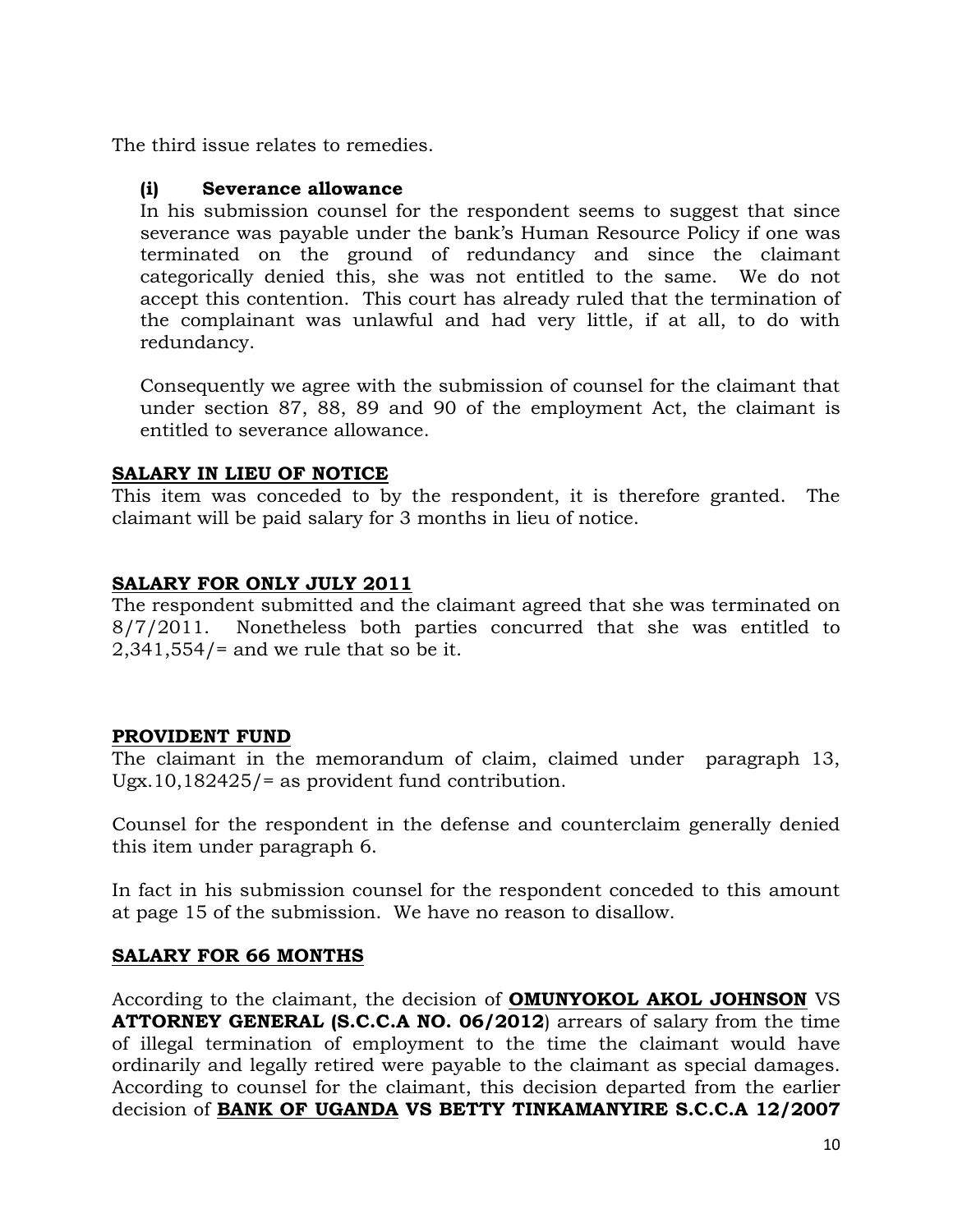The third issue relates to remedies.

**(i) Severance allowance**

In his submission counsel for the respondent seems to suggest that since severance was payable under the bank's Human Resource Policy if one was terminated on the ground of redundancy and since the claimant categorically denied this, she was not entitled to the same. We do not accept this contention. This court has already ruled that the termination of the complainant was unlawful and had very little, if at all, to do with redundancy.

Consequently we agree with the submission of counsel for the claimant that under section 87, 88, 89 and 90 of the employment Act, the claimant is entitled to severance allowance.

**SALARY IN LIEU OF NOTICE**

This item was conceded to by the respondent, it is therefore granted. The claimant will be paid salary for 3 months in lieu of notice.

**SALARY FOR ONLY JULY 2011**

The respondent submitted and the claimant agreed that she was terminated on 8/7/2011. Nonetheless both parties concurred that she was entitled to 2,341,554/= and we rule that so be it.

**PROVIDENT FUND**

The claimant in the memorandum of claim, claimed under paragraph 13, Ugx.10,182425/= as provident fund contribution.

Counsel for the respondent in the defense and counterclaim generally denied this item under paragraph 6.

In fact in his submission counsel for the respondent conceded to this amount at page 15 of the submission. We have no reason to disallow.

**SALARY FOR 66 MONTHS**

According to the claimant, the decision of **OMUNYOKOL AKOL JOHNSON** VS **ATTORNEY GENERAL (S.C.C.A NO. 06/2012**) arrears of salary from the time of illegal termination of employment to the time the claimant would have ordinarily and legally retired were payable to the claimant as special damages. According to counsel for the claimant, this decision departed from the earlier decision of **BANK OF UGANDA VS BETTY TINKAMANYIRE S.C.C.A 12/2007**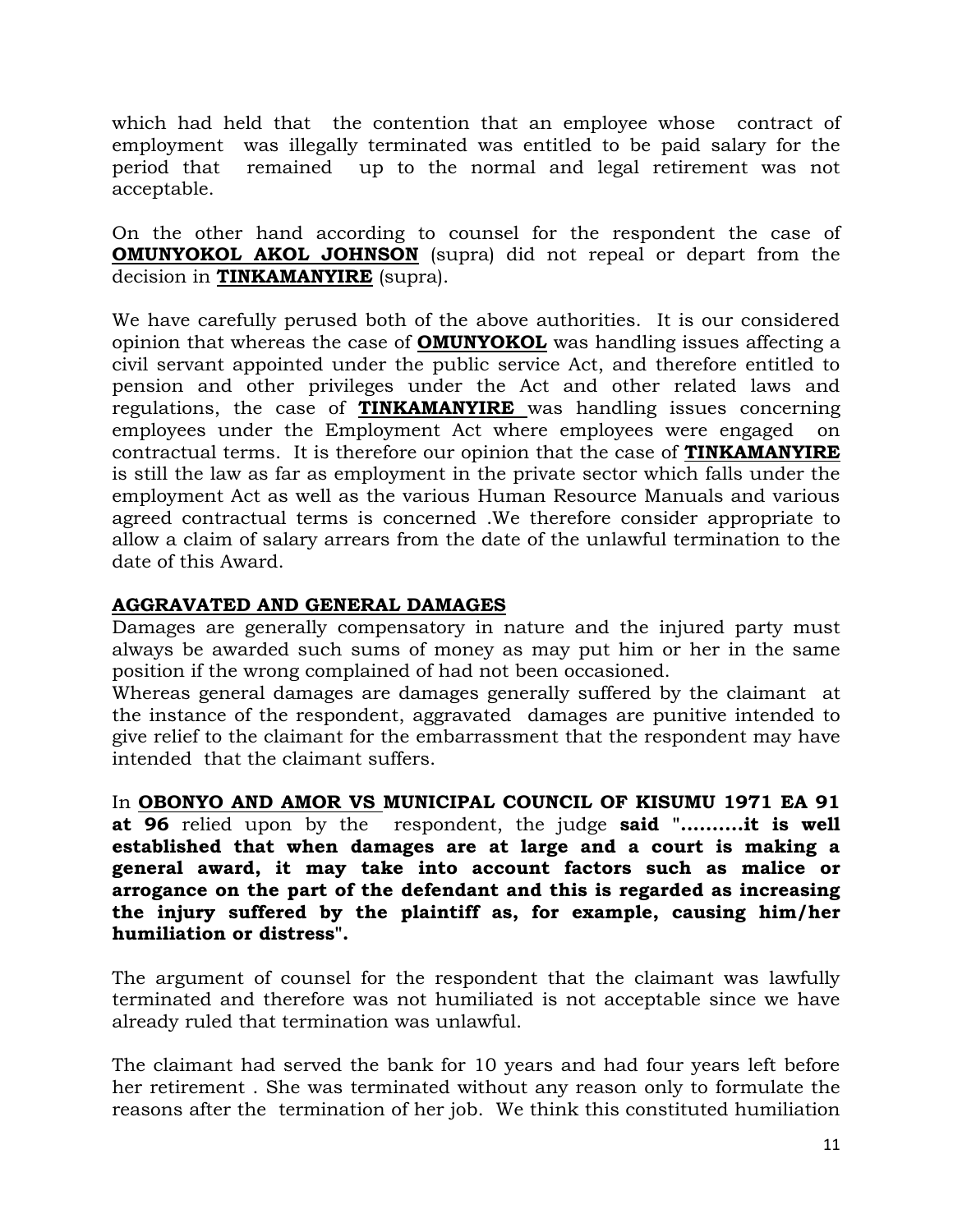which had held that the contention that an employee whose contract of employment was illegally terminated was entitled to be paid salary for the period that remained up to the normal and legal retirement was not acceptable.

On the other hand according to counsel for the respondent the case of **OMUNYOKOL AKOL JOHNSON** (supra) did not repeal or depart from the decision in **TINKAMANYIRE** (supra).

We have carefully perused both of the above authorities. It is our considered opinion that whereas the case of **OMUNYOKOL** was handling issues affecting a civil servant appointed under the public service Act, and therefore entitled to pension and other privileges under the Act and other related laws and regulations, the case of **TINKAMANYIRE** was handling issues concerning employees under the Employment Act where employees were engaged on contractual terms. It is therefore our opinion that the case of **TINKAMANYIRE** is still the law as far as employment in the private sector which falls under the employment Act as well as the various Human Resource Manuals and various agreed contractual terms is concerned .We therefore consider appropriate to allow a claim of salary arrears from the date of the unlawful termination to the date of this Award.

**AGGRAVATED AND GENERAL DAMAGES**

Damages are generally compensatory in nature and the injured party must always be awarded such sums of money as may put him or her in the same position if the wrong complained of had not been occasioned.

Whereas general damages are damages generally suffered by the claimant at the instance of the respondent, aggravated damages are punitive intended to give relief to the claimant for the embarrassment that the respondent may have intended that the claimant suffers.

In **OBONYO AND AMOR VS MUNICIPAL COUNCIL OF KISUMU 1971 EA 91 at 96** relied upon by the respondent, the judge **said "……….it is well established that when damages are at large and a court is making a general award, it may take into account factors such as malice or arrogance on the part of the defendant and this is regarded as increasing the injury suffered by the plaintiff as, for example, causing him/her humiliation or distress".**

The argument of counsel for the respondent that the claimant was lawfully terminated and therefore was not humiliated is not acceptable since we have already ruled that termination was unlawful.

The claimant had served the bank for 10 years and had four years left before her retirement . She was terminated without any reason only to formulate the reasons after the termination of her job. We think this constituted humiliation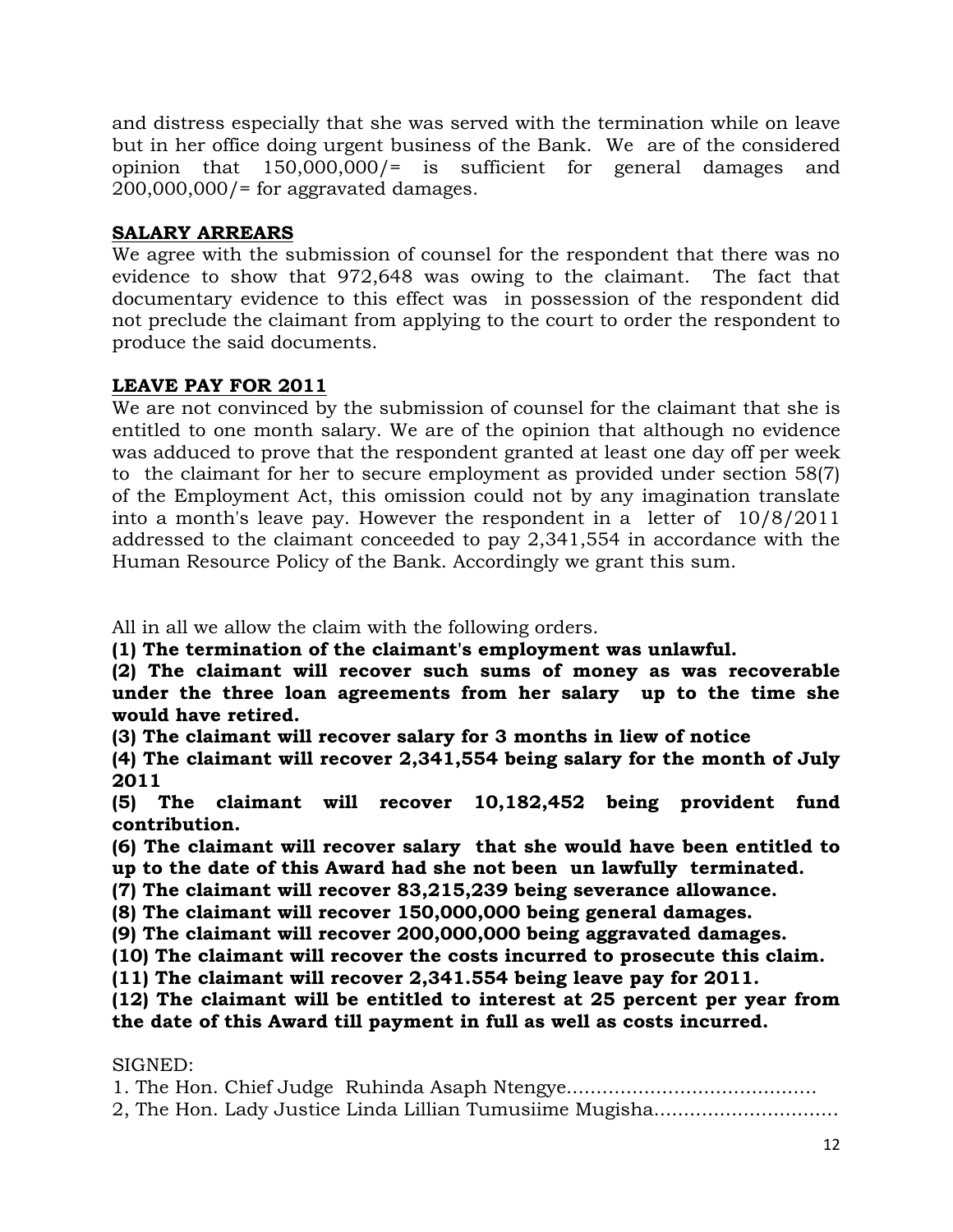and distress especially that she was served with the termination while on leave but in her office doing urgent business of the Bank. We are of the considered opinion that 150,000,000/= is sufficient for general damages and 200,000,000/= for aggravated damages.

**SALARY ARREARS**

We agree with the submission of counsel for the respondent that there was no evidence to show that 972,648 was owing to the claimant. The fact that documentary evidence to this effect was in possession of the respondent did not preclude the claimant from applying to the court to order the respondent to produce the said documents.

**LEAVE PAY FOR 2011**

We are not convinced by the submission of counsel for the claimant that she is entitled to one month salary. We are of the opinion that although no evidence was adduced to prove that the respondent granted at least one day off per week to the claimant for her to secure employment as provided under section 58(7) of the Employment Act, this omission could not by any imagination translate into a month's leave pay. However the respondent in a letter of 10/8/2011 addressed to the claimant conceeded to pay 2,341,554 in accordance with the Human Resource Policy of the Bank. Accordingly we grant this sum.

All in all we allow the claim with the following orders.

**(1) The termination of the claimant's employment was unlawful.**

**(2) The claimant will recover such sums of money as was recoverable under the three loan agreements from her salary up to the time she would have retired.**

**(3) The claimant will recover salary for 3 months in liew of notice**

**(4) The claimant will recover 2,341,554 being salary for the month of July 2011**

**(5) The claimant will recover 10,182,452 being provident fund contribution.**

**(6) The claimant will recover salary that she would have been entitled to up to the date of this Award had she not been un lawfully terminated.**

**(7) The claimant will recover 83,215,239 being severance allowance.**

**(8) The claimant will recover 150,000,000 being general damages.**

**(9) The claimant will recover 200,000,000 being aggravated damages.**

**(10) The claimant will recover the costs incurred to prosecute this claim.**

**(11) The claimant will recover 2,341.554 being leave pay for 2011.**

**(12) The claimant will be entitled to interest at 25 percent per year from the date of this Award till payment in full as well as costs incurred.**

SIGNED:

1. The Hon. Chief Judge Ruhinda Asaph Ntengye.........................................

2, The Hon. Lady Justice Linda Lillian Tumusiime Mugisha...............................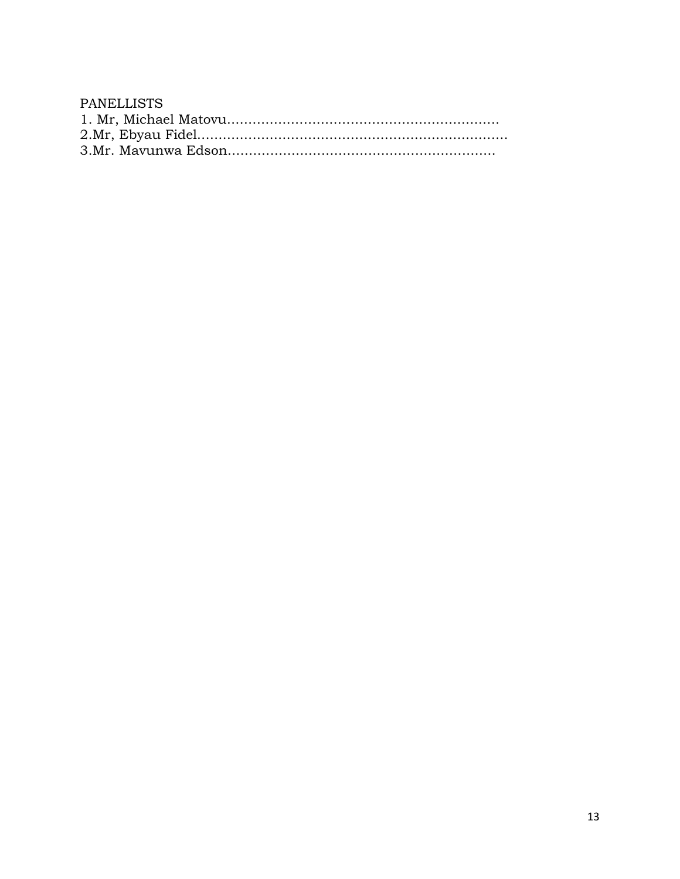PANELLISTS

1. Mr, Michael Matovu……………………………………………………….
2.Mr, Ebyau Fidel…………………………………………………………………
3.Mr. Mavunwa Edson………………………………………………………